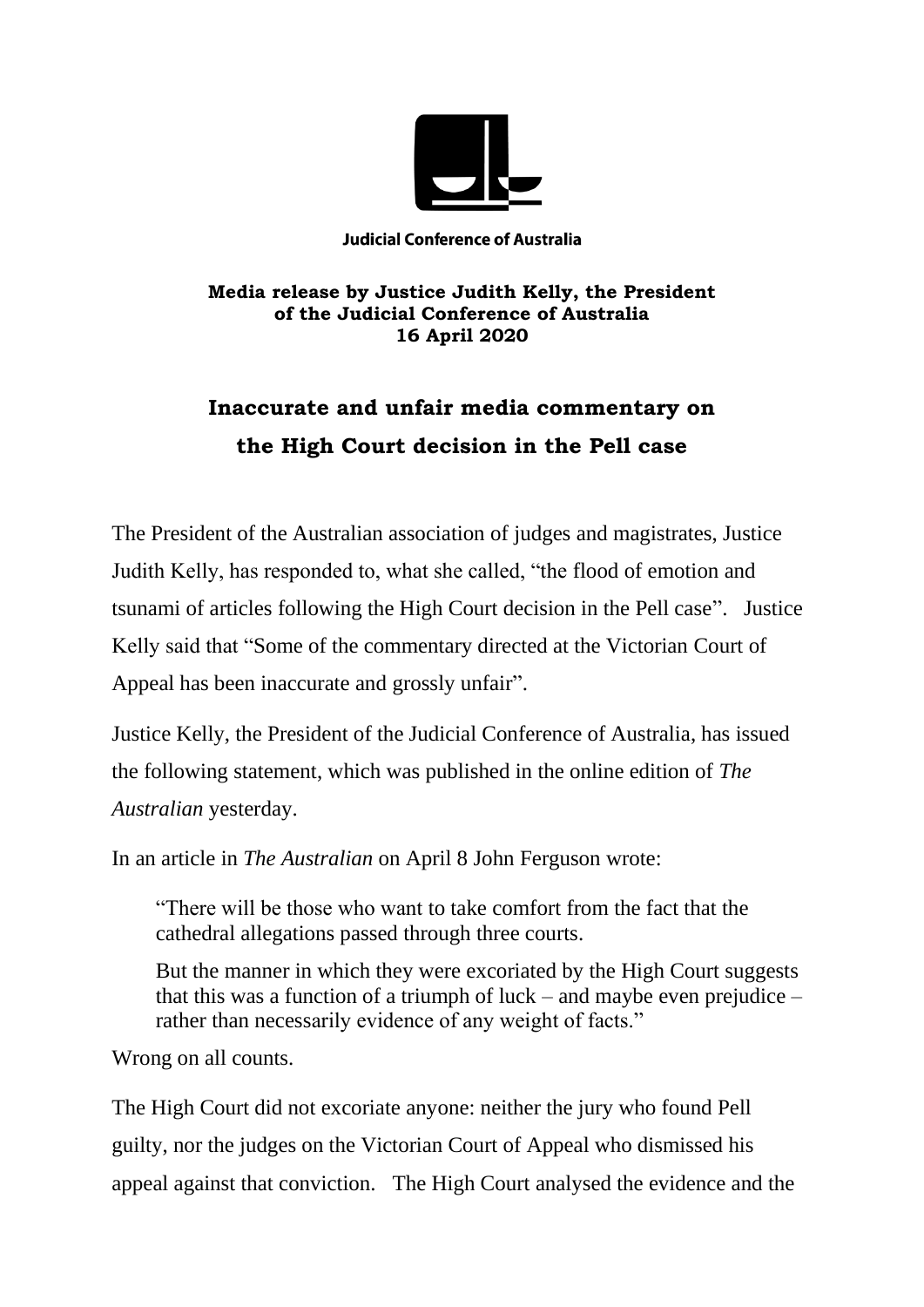**Judicial Conference of Australia**

**Media release by Justice Judith Kelly, the President of the Judicial Conference of Australia 16 April 2020**

# Inaccurate and unfair media commentary on the High Court decision in the Pell case

The President of the Australian association of judges and magistrates, Justice Judith Kelly, has responded to, what she called, "the flood of emotion and tsunami of articles following the High Court decision in the Pell case". Justice Kelly said that "Some of the commentary directed at the Victorian Court of Appeal has been inaccurate and grossly unfair".

Justice Kelly, the President of the Judicial Conference of Australia, has issued the following statement, which was published in the online edition of *The Australian* yesterday.

In an article in *The Australian* on April 8 John Ferguson wrote:

> "There will be those who want to take comfort from the fact that the cathedral allegations passed through three courts.
>
> But the manner in which they were excoriated by the High Court suggests that this was a function of a triumph of luck – and maybe even prejudice – rather than necessarily evidence of any weight of facts."

Wrong on all counts.

The High Court did not excoriate anyone: neither the jury who found Pell guilty, nor the judges on the Victorian Court of Appeal who dismissed his appeal against that conviction. The High Court analysed the evidence and the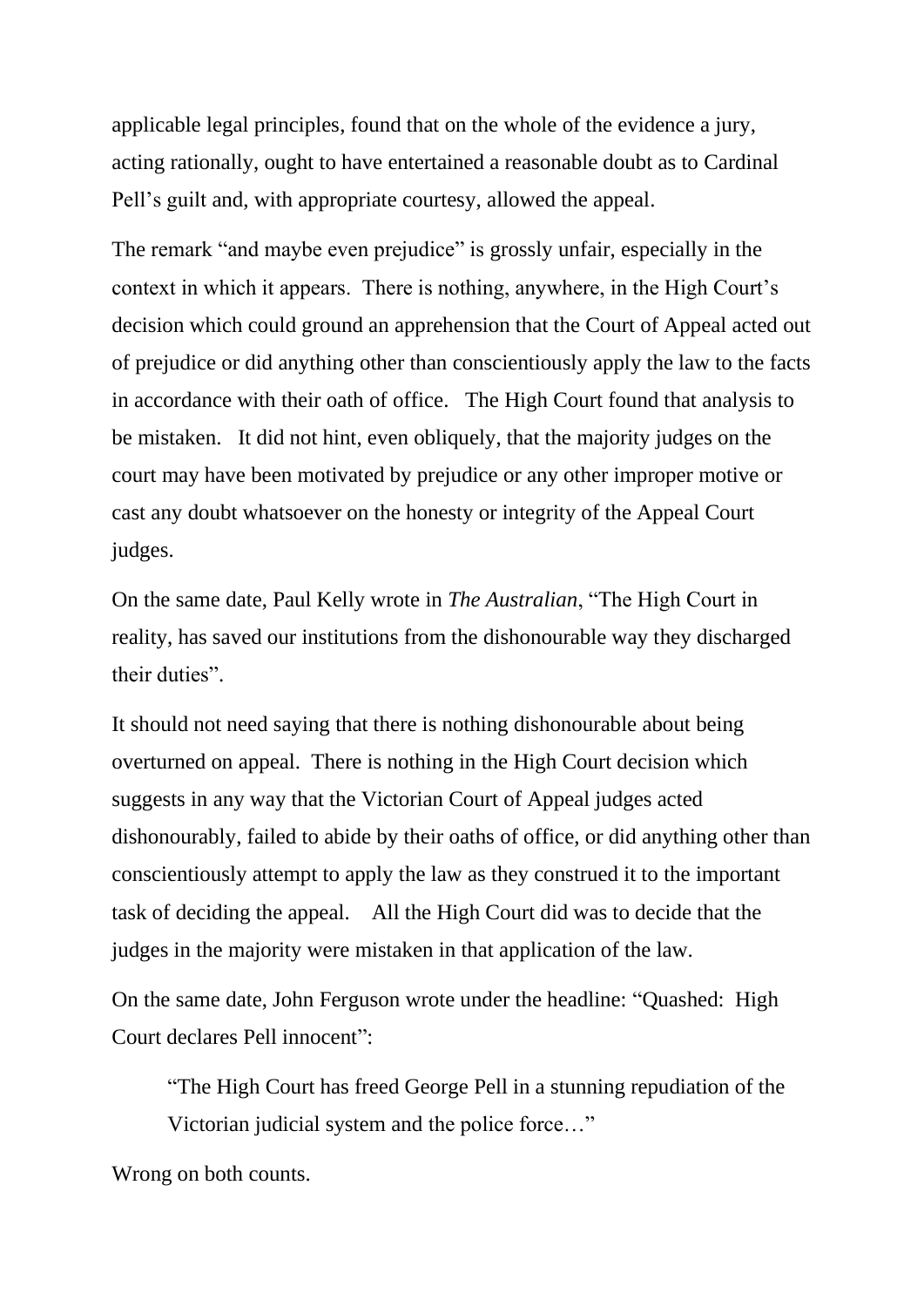applicable legal principles, found that on the whole of the evidence a jury, acting rationally, ought to have entertained a reasonable doubt as to Cardinal Pell's guilt and, with appropriate courtesy, allowed the appeal.

The remark "and maybe even prejudice" is grossly unfair, especially in the context in which it appears. There is nothing, anywhere, in the High Court's decision which could ground an apprehension that the Court of Appeal acted out of prejudice or did anything other than conscientiously apply the law to the facts in accordance with their oath of office. The High Court found that analysis to be mistaken. It did not hint, even obliquely, that the majority judges on the court may have been motivated by prejudice or any other improper motive or cast any doubt whatsoever on the honesty or integrity of the Appeal Court judges.

On the same date, Paul Kelly wrote in *The Australian*, "The High Court in reality, has saved our institutions from the dishonourable way they discharged their duties".

It should not need saying that there is nothing dishonourable about being overturned on appeal. There is nothing in the High Court decision which suggests in any way that the Victorian Court of Appeal judges acted dishonourably, failed to abide by their oaths of office, or did anything other than conscientiously attempt to apply the law as they construed it to the important task of deciding the appeal. All the High Court did was to decide that the judges in the majority were mistaken in that application of the law.

On the same date, John Ferguson wrote under the headline: "Quashed: High Court declares Pell innocent":

> "The High Court has freed George Pell in a stunning repudiation of the Victorian judicial system and the police force…"

Wrong on both counts.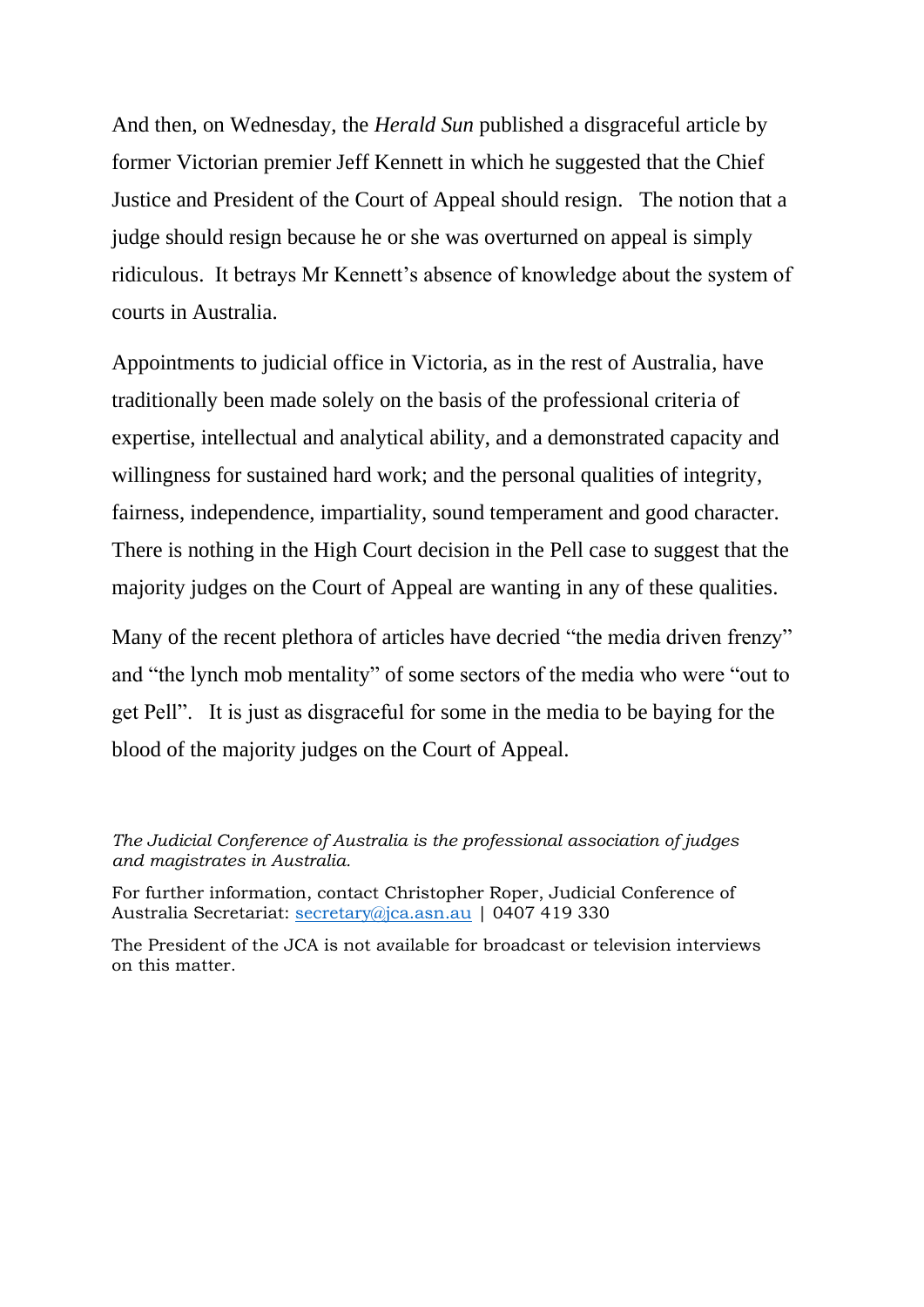And then, on Wednesday, the *Herald Sun* published a disgraceful article by former Victorian premier Jeff Kennett in which he suggested that the Chief Justice and President of the Court of Appeal should resign. The notion that a judge should resign because he or she was overturned on appeal is simply ridiculous. It betrays Mr Kennett's absence of knowledge about the system of courts in Australia.

Appointments to judicial office in Victoria, as in the rest of Australia, have traditionally been made solely on the basis of the professional criteria of expertise, intellectual and analytical ability, and a demonstrated capacity and willingness for sustained hard work; and the personal qualities of integrity, fairness, independence, impartiality, sound temperament and good character. There is nothing in the High Court decision in the Pell case to suggest that the majority judges on the Court of Appeal are wanting in any of these qualities.

Many of the recent plethora of articles have decried "the media driven frenzy" and "the lynch mob mentality" of some sectors of the media who were "out to get Pell". It is just as disgraceful for some in the media to be baying for the blood of the majority judges on the Court of Appeal.

*The Judicial Conference of Australia is the professional association of judges and magistrates in Australia.*

For further information, contact Christopher Roper, Judicial Conference of Australia Secretariat: [secretary@jca.asn.au](mailto:secretary@jca.asn.au) | 0407 419 330

The President of the JCA is not available for broadcast or television interviews on this matter.